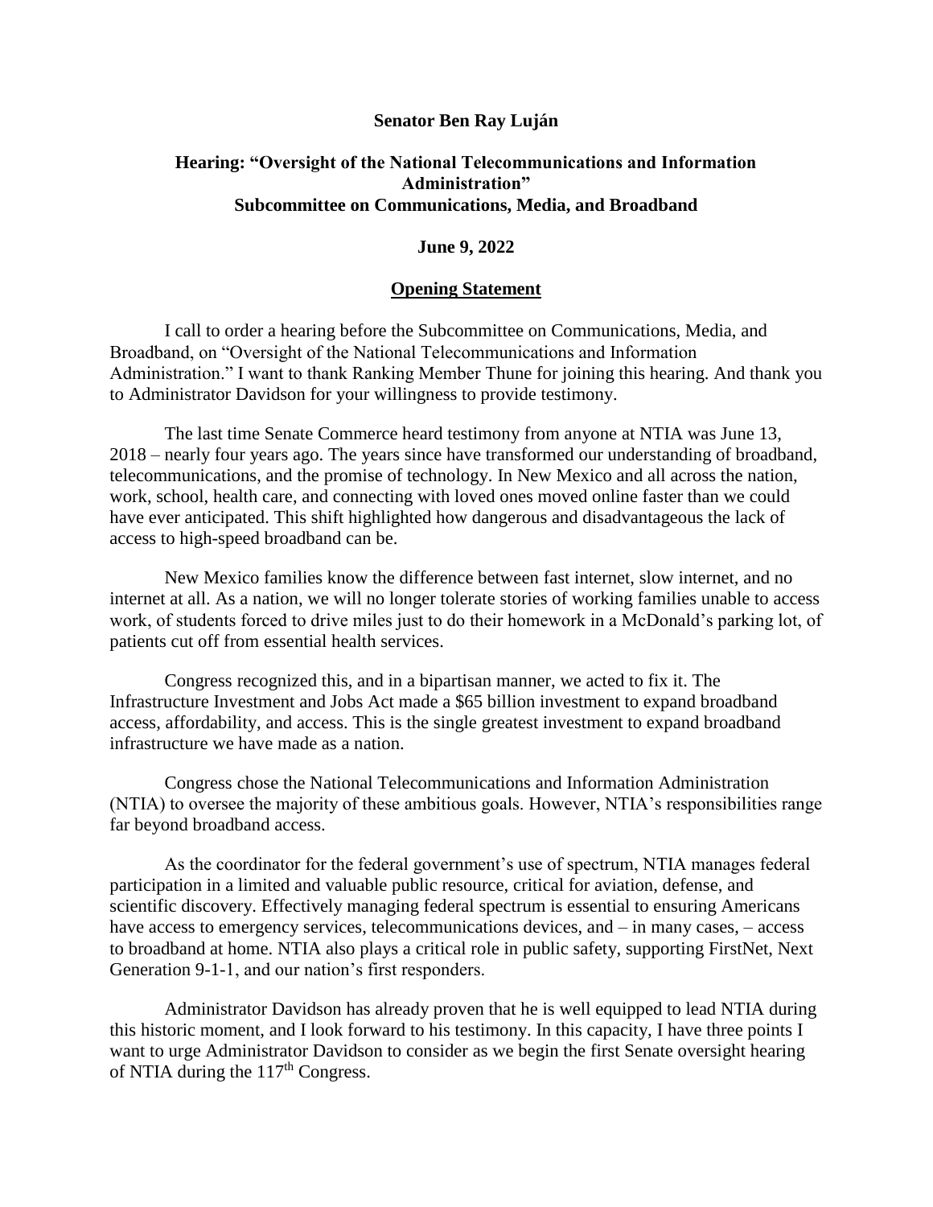**Senator Ben Ray Luján**

**Hearing: "Oversight of the National Telecommunications and Information Administration"**
**Subcommittee on Communications, Media, and Broadband**

**June 9, 2022**

**Opening Statement**

I call to order a hearing before the Subcommittee on Communications, Media, and Broadband, on "Oversight of the National Telecommunications and Information Administration." I want to thank Ranking Member Thune for joining this hearing. And thank you to Administrator Davidson for your willingness to provide testimony.

The last time Senate Commerce heard testimony from anyone at NTIA was June 13, 2018 – nearly four years ago. The years since have transformed our understanding of broadband, telecommunications, and the promise of technology. In New Mexico and all across the nation, work, school, health care, and connecting with loved ones moved online faster than we could have ever anticipated. This shift highlighted how dangerous and disadvantageous the lack of access to high-speed broadband can be.

New Mexico families know the difference between fast internet, slow internet, and no internet at all. As a nation, we will no longer tolerate stories of working families unable to access work, of students forced to drive miles just to do their homework in a McDonald's parking lot, of patients cut off from essential health services.

Congress recognized this, and in a bipartisan manner, we acted to fix it. The Infrastructure Investment and Jobs Act made a $65 billion investment to expand broadband access, affordability, and access. This is the single greatest investment to expand broadband infrastructure we have made as a nation.

Congress chose the National Telecommunications and Information Administration (NTIA) to oversee the majority of these ambitious goals. However, NTIA's responsibilities range far beyond broadband access.

As the coordinator for the federal government's use of spectrum, NTIA manages federal participation in a limited and valuable public resource, critical for aviation, defense, and scientific discovery. Effectively managing federal spectrum is essential to ensuring Americans have access to emergency services, telecommunications devices, and – in many cases, – access to broadband at home. NTIA also plays a critical role in public safety, supporting FirstNet, Next Generation 9-1-1, and our nation's first responders.

Administrator Davidson has already proven that he is well equipped to lead NTIA during this historic moment, and I look forward to his testimony. In this capacity, I have three points I want to urge Administrator Davidson to consider as we begin the first Senate oversight hearing of NTIA during the 117th Congress.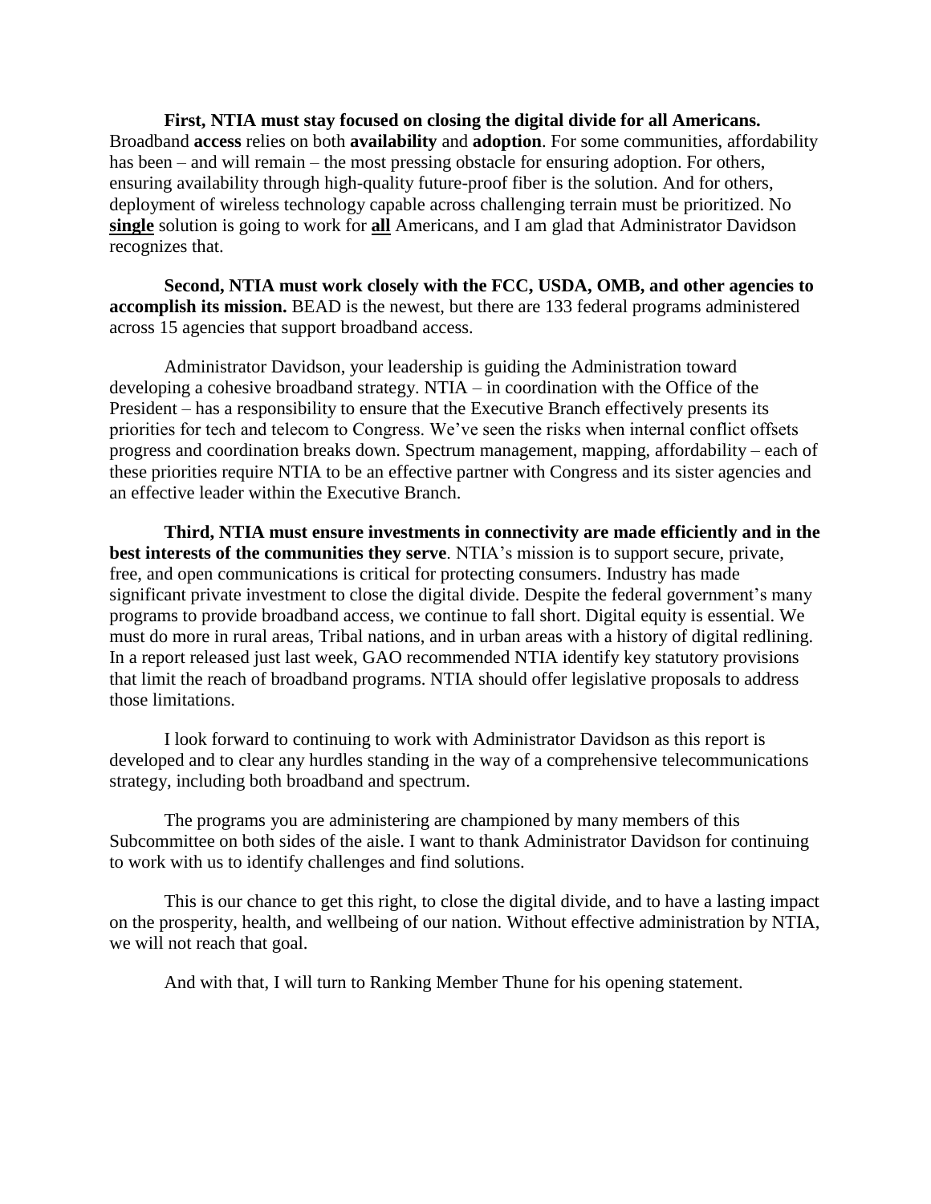**First, NTIA must stay focused on closing the digital divide for all Americans.** Broadband **access** relies on both **availability** and **adoption**. For some communities, affordability has been – and will remain – the most pressing obstacle for ensuring adoption. For others, ensuring availability through high-quality future-proof fiber is the solution. And for others, deployment of wireless technology capable across challenging terrain must be prioritized. No **single** solution is going to work for **all** Americans, and I am glad that Administrator Davidson recognizes that.

**Second, NTIA must work closely with the FCC, USDA, OMB, and other agencies to accomplish its mission.** BEAD is the newest, but there are 133 federal programs administered across 15 agencies that support broadband access.

Administrator Davidson, your leadership is guiding the Administration toward developing a cohesive broadband strategy. NTIA – in coordination with the Office of the President – has a responsibility to ensure that the Executive Branch effectively presents its priorities for tech and telecom to Congress. We've seen the risks when internal conflict offsets progress and coordination breaks down. Spectrum management, mapping, affordability – each of these priorities require NTIA to be an effective partner with Congress and its sister agencies and an effective leader within the Executive Branch.

**Third, NTIA must ensure investments in connectivity are made efficiently and in the best interests of the communities they serve**. NTIA's mission is to support secure, private, free, and open communications is critical for protecting consumers. Industry has made significant private investment to close the digital divide. Despite the federal government's many programs to provide broadband access, we continue to fall short. Digital equity is essential. We must do more in rural areas, Tribal nations, and in urban areas with a history of digital redlining. In a report released just last week, GAO recommended NTIA identify key statutory provisions that limit the reach of broadband programs. NTIA should offer legislative proposals to address those limitations.

I look forward to continuing to work with Administrator Davidson as this report is developed and to clear any hurdles standing in the way of a comprehensive telecommunications strategy, including both broadband and spectrum.

The programs you are administering are championed by many members of this Subcommittee on both sides of the aisle. I want to thank Administrator Davidson for continuing to work with us to identify challenges and find solutions.

This is our chance to get this right, to close the digital divide, and to have a lasting impact on the prosperity, health, and wellbeing of our nation. Without effective administration by NTIA, we will not reach that goal.

And with that, I will turn to Ranking Member Thune for his opening statement.